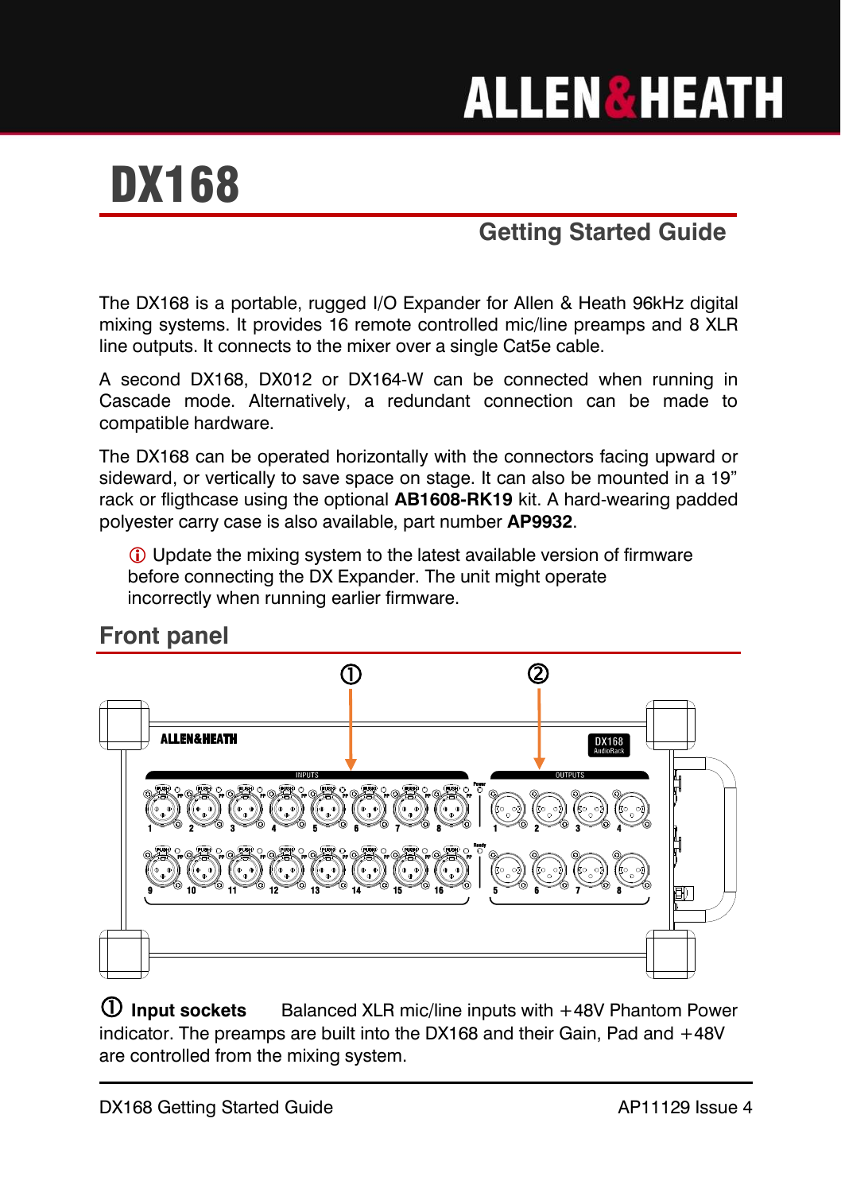# DX168

## Getting Started Guide

The DX168 is a portable, rugged I/O Expander for Allen & Heath 96kHz digital mixing systems. It provides 16 remote controlled mic/line preamps and 8 XLR line outputs. It connects to the mixer over a single Cat5e cable.

A second DX168, DX012 or DX164-W can be connected when running in Cascade mode. Alternatively, a redundant connection can be made to compatible hardware.

The DX168 can be operated horizontally with the connectors facing upward or sideward, or vertically to save space on stage. It can also be mounted in a 19" rack or fligthcase using the optional **AB1608-RK19** kit. A hard-wearing padded polyester carry case is also available, part number **AP9932**.

ⓘ Update the mixing system to the latest available version of firmware before connecting the DX Expander. The unit might operate incorrectly when running earlier firmware.

## Front panel

① **Input sockets** Balanced XLR mic/line inputs with +48V Phantom Power indicator. The preamps are built into the DX168 and their Gain, Pad and +48V are controlled from the mixing system.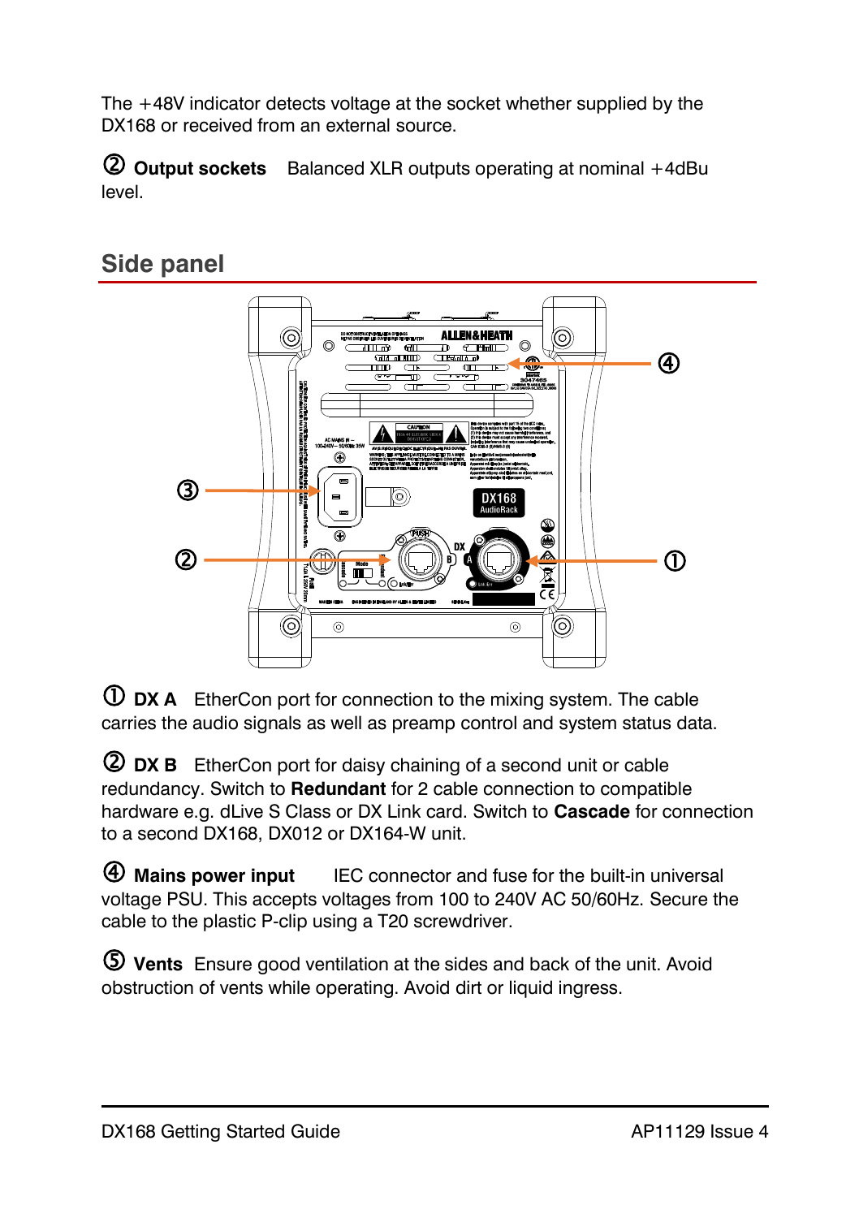The +48V indicator detects voltage at the socket whether supplied by the DX168 or received from an external source.

② **Output sockets** Balanced XLR outputs operating at nominal +4dBu level.

## Side panel

① **DX A** EtherCon port for connection to the mixing system. The cable carries the audio signals as well as preamp control and system status data.

② **DX B** EtherCon port for daisy chaining of a second unit or cable redundancy. Switch to **Redundant** for 2 cable connection to compatible hardware e.g. dLive S Class or DX Link card. Switch to **Cascade** for connection to a second DX168, DX012 or DX164-W unit.

④ **Mains power input** IEC connector and fuse for the built-in universal voltage PSU. This accepts voltages from 100 to 240V AC 50/60Hz. Secure the cable to the plastic P-clip using a T20 screwdriver.

⑤ **Vents** Ensure good ventilation at the sides and back of the unit. Avoid obstruction of vents while operating. Avoid dirt or liquid ingress.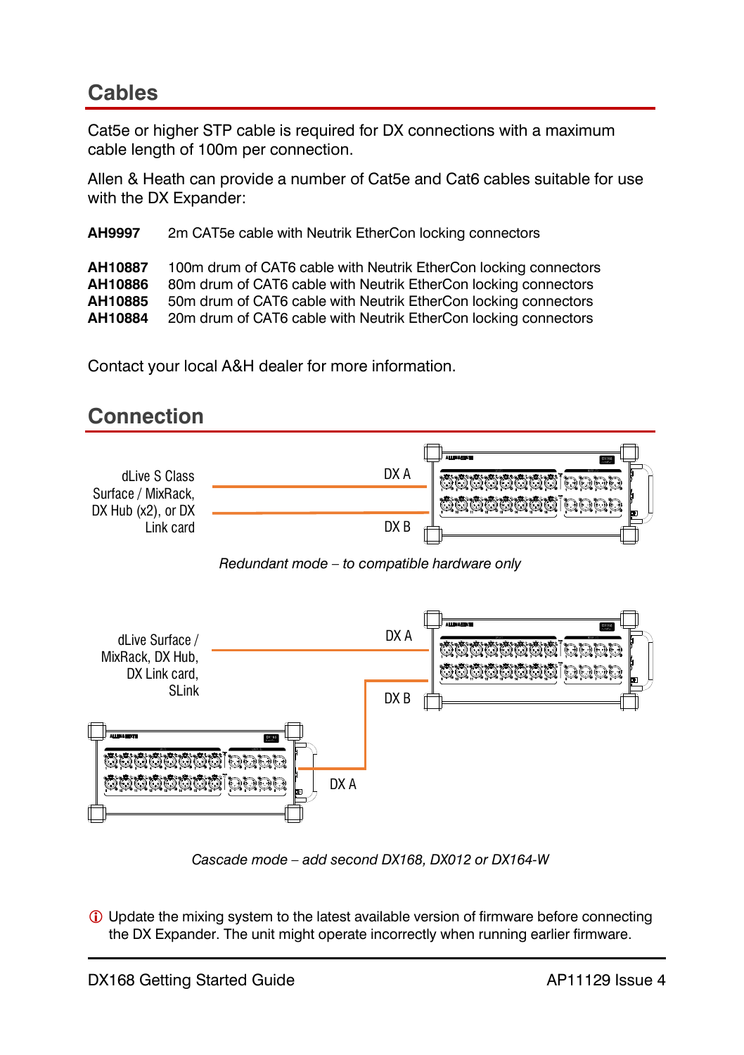## Cables

Cat5e or higher STP cable is required for DX connections with a maximum cable length of 100m per connection.

Allen & Heath can provide a number of Cat5e and Cat6 cables suitable for use with the DX Expander:

**AH9997** 2m CAT5e cable with Neutrik EtherCon locking connectors

**AH10887** 100m drum of CAT6 cable with Neutrik EtherCon locking connectors
**AH10886** 80m drum of CAT6 cable with Neutrik EtherCon locking connectors
**AH10885** 50m drum of CAT6 cable with Neutrik EtherCon locking connectors
**AH10884** 20m drum of CAT6 cable with Neutrik EtherCon locking connectors

Contact your local A&H dealer for more information.

## Connection

dLive S Class Surface / MixRack, DX Hub (x2), or DX Link card

DX A

DX B

*Redundant mode – to compatible hardware only*

dLive Surface / MixRack, DX Hub, DX Link card, SLink

DX A

DX B

DX A

*Cascade mode – add second DX168, DX012 or DX164-W*

ⓘ Update the mixing system to the latest available version of firmware before connecting the DX Expander. The unit might operate incorrectly when running earlier firmware.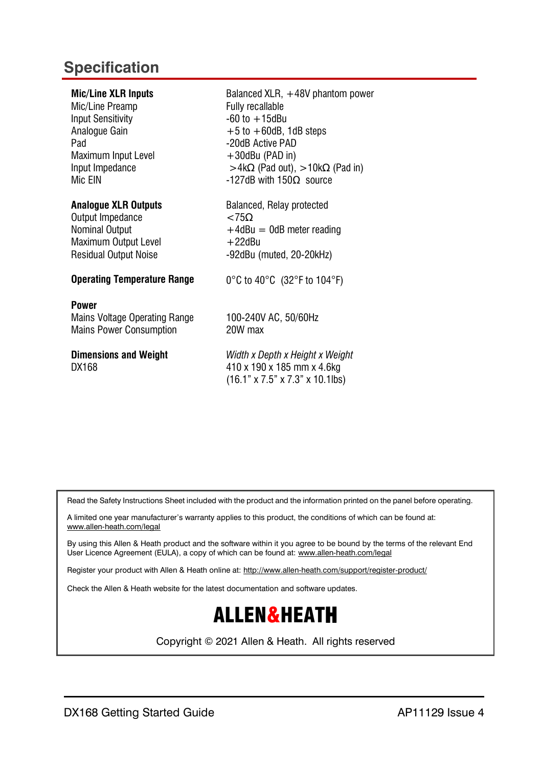## Specification

| | |
|---|---|
| **Mic/Line XLR Inputs** | Balanced XLR, +48V phantom power |
| Mic/Line Preamp | Fully recallable |
| Input Sensitivity | -60 to +15dBu |
| Analogue Gain | +5 to +60dB, 1dB steps |
| Pad | -20dB Active PAD |
| Maximum Input Level | +30dBu (PAD in) |
| Input Impedance | >4kΩ (Pad out), >10kΩ (Pad in) |
| Mic EIN | -127dB with 150Ω source |
| | |
| **Analogue XLR Outputs** | Balanced, Relay protected |
| Output Impedance | <75Ω |
| Nominal Output | +4dBu = 0dB meter reading |
| Maximum Output Level | +22dBu |
| Residual Output Noise | -92dBu (muted, 20-20kHz) |
| | |
| **Operating Temperature Range** | 0°C to 40°C (32°F to 104°F) |
| | |
| **Power** | |
| Mains Voltage Operating Range | 100-240V AC, 50/60Hz |
| Mains Power Consumption | 20W max |
| | |
| **Dimensions and Weight** | *Width x Depth x Height x Weight* |
| DX168 | 410 x 190 x 185 mm x 4.6kg<br>(16.1" x 7.5" x 7.3" x 10.1lbs) |

Read the Safety Instructions Sheet included with the product and the information printed on the panel before operating.

A limited one year manufacturer's warranty applies to this product, the conditions of which can be found at: www.allen-heath.com/legal

By using this Allen & Heath product and the software within it you agree to be bound by the terms of the relevant End User Licence Agreement (EULA), a copy of which can be found at: www.allen-heath.com/legal

Register your product with Allen & Heath online at: http://www.allen-heath.com/support/register-product/

Check the Allen & Heath website for the latest documentation and software updates.

**ALLEN&HEATH**

Copyright © 2021 Allen & Heath. All rights reserved